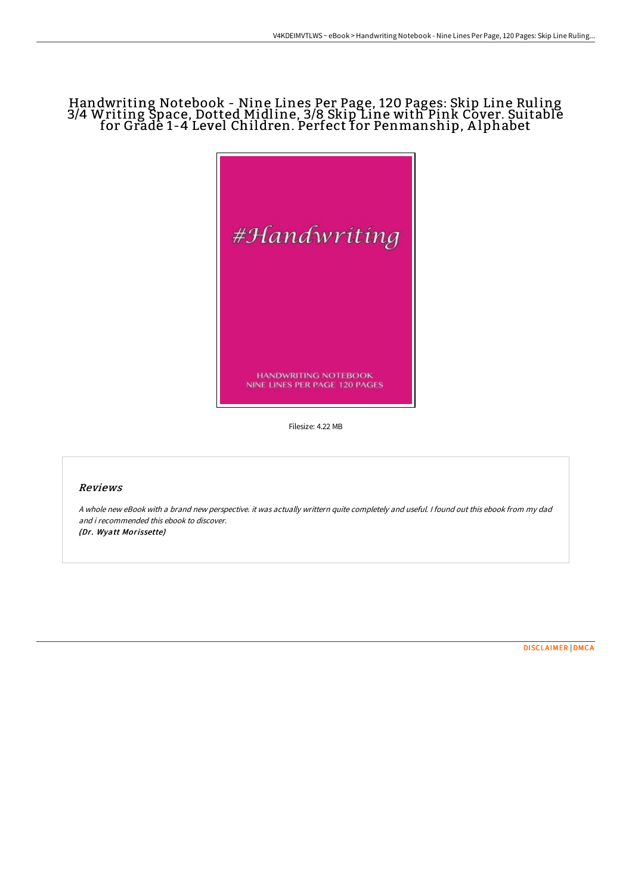# Handwriting Notebook - Nine Lines Per Page, 120 Pages: Skip Line Ruling 3/4 Writing Space, Dotted Midline, 3/8 Skip Line with Pink Cover. Suitable for Grade 1-4 Level Children. Perfect for Penmanship, Alphabet

Filesize: 4.22 MB

## Reviews

*A whole new eBook with a brand new perspective. it was actually writtern quite completely and useful. I found out this ebook from my dad and i recommended this ebook to discover.*
***(Dr. Wyatt Morissette)***

DISCLAIMER | DMCA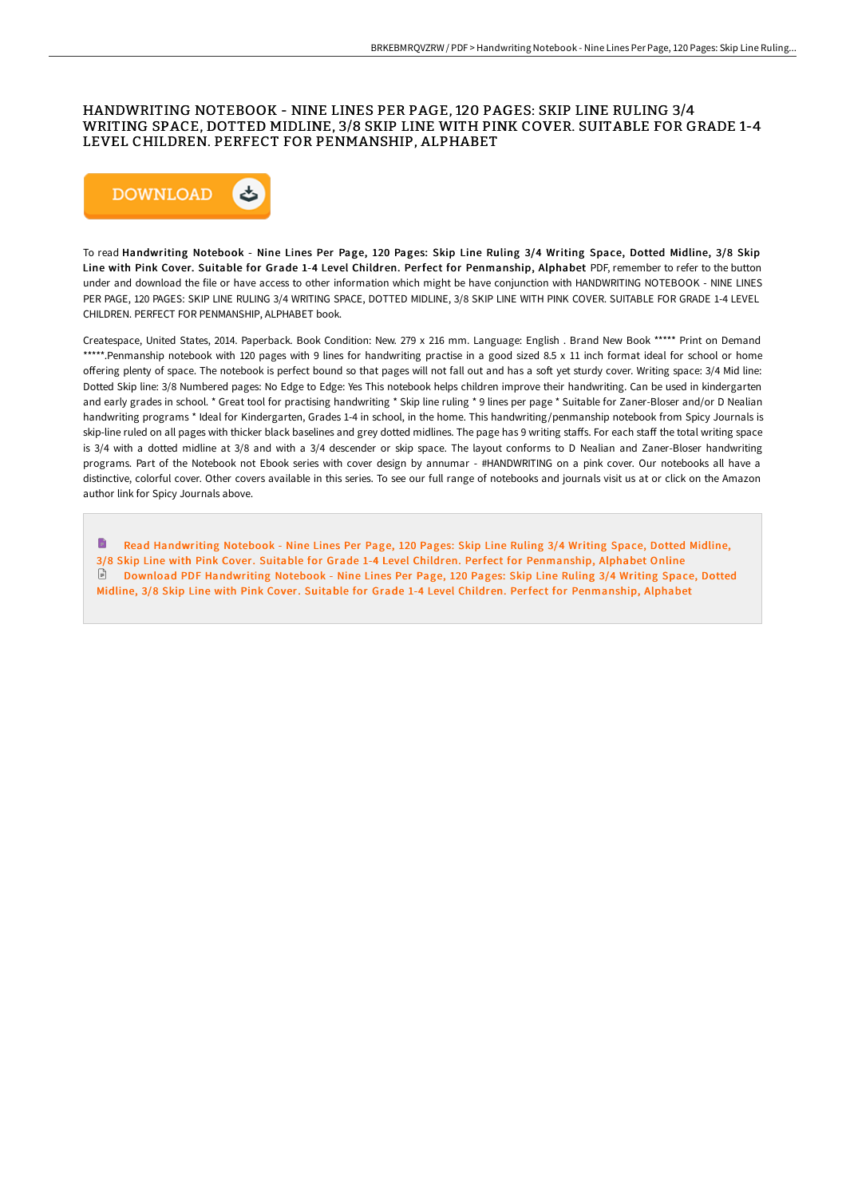# HANDWRITING NOTEBOOK - NINE LINES PER PAGE, 120 PAGES: SKIP LINE RULING 3/4 WRITING SPACE, DOTTED MIDLINE, 3/8 SKIP LINE WITH PINK COVER. SUITABLE FOR GRADE 1-4 LEVEL CHILDREN. PERFECT FOR PENMANSHIP, ALPHABET

To read **Handwriting Notebook - Nine Lines Per Page, 120 Pages: Skip Line Ruling 3/4 Writing Space, Dotted Midline, 3/8 Skip Line with Pink Cover. Suitable for Grade 1-4 Level Children. Perfect for Penmanship, Alphabet** PDF, remember to refer to the button under and download the file or have access to other information which might be have conjunction with HANDWRITING NOTEBOOK - NINE LINES PER PAGE, 120 PAGES: SKIP LINE RULING 3/4 WRITING SPACE, DOTTED MIDLINE, 3/8 SKIP LINE WITH PINK COVER. SUITABLE FOR GRADE 1-4 LEVEL CHILDREN. PERFECT FOR PENMANSHIP, ALPHABET book.

Createspace, United States, 2014. Paperback. Book Condition: New. 279 x 216 mm. Language: English . Brand New Book ***** Print on Demand *****.Penmanship notebook with 120 pages with 9 lines for handwriting practise in a good sized 8.5 x 11 inch format ideal for school or home offering plenty of space. The notebook is perfect bound so that pages will not fall out and has a soft yet sturdy cover. Writing space: 3/4 Mid line: Dotted Skip line: 3/8 Numbered pages: No Edge to Edge: Yes This notebook helps children improve their handwriting. Can be used in kindergarten and early grades in school. * Great tool for practising handwriting * Skip line ruling * 9 lines per page * Suitable for Zaner-Bloser and/or D Nealian handwriting programs * Ideal for Kindergarten, Grades 1-4 in school, in the home. This handwriting/penmanship notebook from Spicy Journals is skip-line ruled on all pages with thicker black baselines and grey dotted midlines. The page has 9 writing staffs. For each staff the total writing space is 3/4 with a dotted midline at 3/8 and with a 3/4 descender or skip space. The layout conforms to D Nealian and Zaner-Bloser handwriting programs. Part of the Notebook not Ebook series with cover design by annumar - #HANDWRITING on a pink cover. Our notebooks all have a distinctive, colorful cover. Other covers available in this series. To see our full range of notebooks and journals visit us at or click on the Amazon author link for Spicy Journals above.

Read Handwriting Notebook - Nine Lines Per Page, 120 Pages: Skip Line Ruling 3/4 Writing Space, Dotted Midline, 3/8 Skip Line with Pink Cover. Suitable for Grade 1-4 Level Children. Perfect for Penmanship, Alphabet Online

Download PDF Handwriting Notebook - Nine Lines Per Page, 120 Pages: Skip Line Ruling 3/4 Writing Space, Dotted Midline, 3/8 Skip Line with Pink Cover. Suitable for Grade 1-4 Level Children. Perfect for Penmanship, Alphabet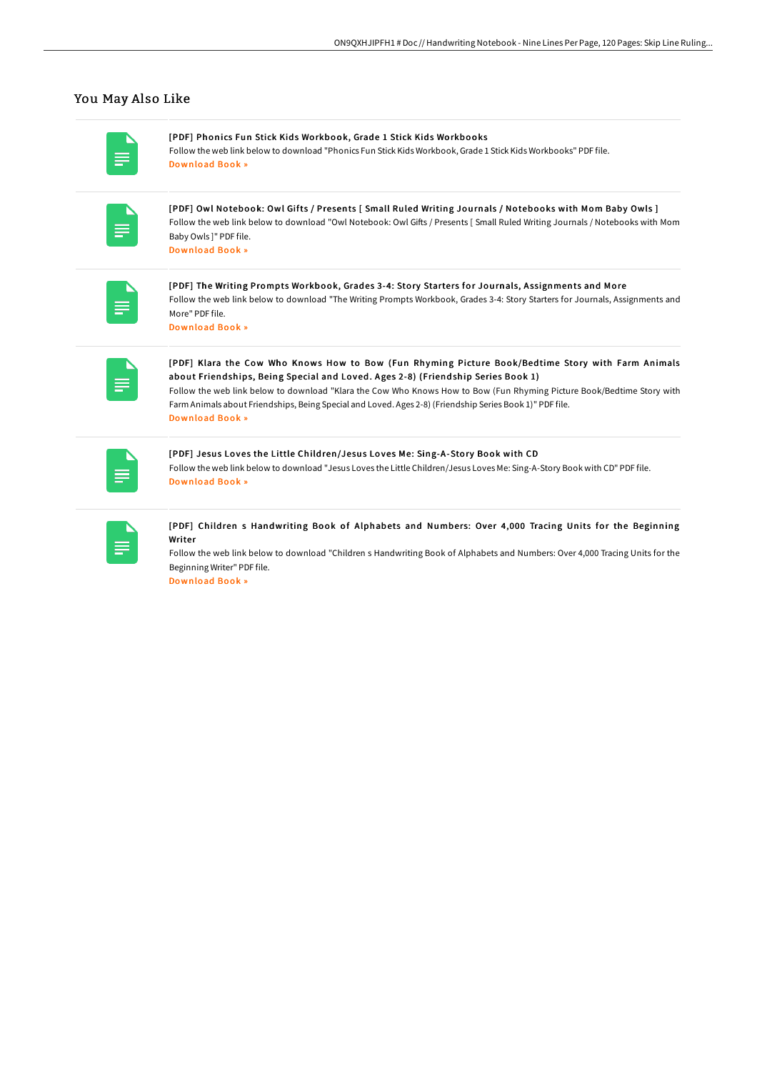## You May Also Like

[PDF] Phonics Fun Stick Kids Workbook, Grade 1 Stick Kids Workbooks
Follow the web link below to download "Phonics Fun Stick Kids Workbook, Grade 1 Stick Kids Workbooks" PDF file.
Download Book »

[PDF] Owl Notebook: Owl Gifts / Presents [ Small Ruled Writing Journals / Notebooks with Mom Baby Owls ]
Follow the web link below to download "Owl Notebook: Owl Gifts / Presents [ Small Ruled Writing Journals / Notebooks with Mom Baby Owls ]" PDF file.
Download Book »

[PDF] The Writing Prompts Workbook, Grades 3-4: Story Starters for Journals, Assignments and More
Follow the web link below to download "The Writing Prompts Workbook, Grades 3-4: Story Starters for Journals, Assignments and More" PDF file.
Download Book »

[PDF] Klara the Cow Who Knows How to Bow (Fun Rhyming Picture Book/Bedtime Story with Farm Animals about Friendships, Being Special and Loved. Ages 2-8) (Friendship Series Book 1)
Follow the web link below to download "Klara the Cow Who Knows How to Bow (Fun Rhyming Picture Book/Bedtime Story with Farm Animals about Friendships, Being Special and Loved. Ages 2-8) (Friendship Series Book 1)" PDF file.
Download Book »

[PDF] Jesus Loves the Little Children/Jesus Loves Me: Sing-A-Story Book with CD
Follow the web link below to download "Jesus Loves the Little Children/Jesus Loves Me: Sing-A-Story Book with CD" PDF file.
Download Book »

[PDF] Children s Handwriting Book of Alphabets and Numbers: Over 4,000 Tracing Units for the Beginning Writer
Follow the web link below to download "Children s Handwriting Book of Alphabets and Numbers: Over 4,000 Tracing Units for the Beginning Writer" PDF file.
Download Book »